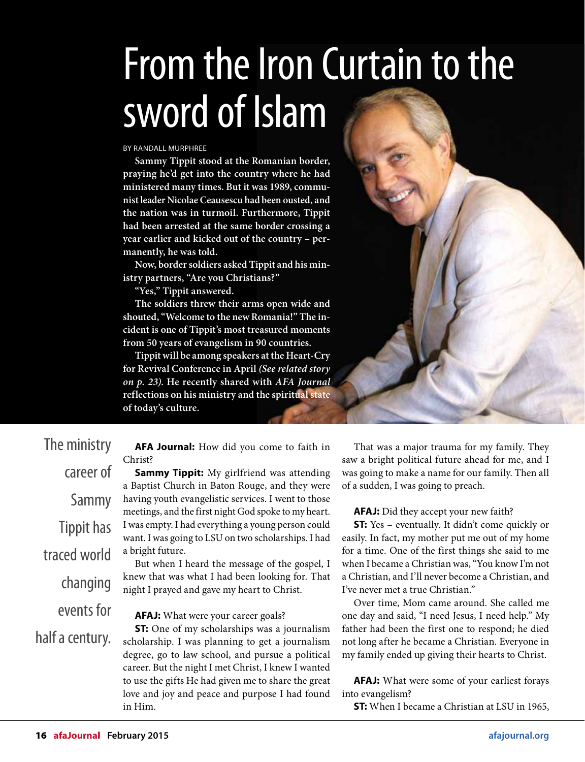# From the Iron Curtain to the sword of Islam

BY RANDALL MURPHREE

**Sammy Tippit stood at the Romanian border, praying he'd get into the country where he had ministered many times. But it was 1989, communist leader Nicolae Ceausescu had been ousted, and the nation was in turmoil. Furthermore, Tippit had been arrested at the same border crossing a year earlier and kicked out of the country – permanently, he was told.**

**Now, border soldiers asked Tippit and his ministry partners, "Are you Christians?"**

**"Yes," Tippit answered.**

**The soldiers threw their arms open wide and shouted, "Welcome to the new Romania!" The incident is one of Tippit's most treasured moments from 50 years of evangelism in 90 countries.**

**Tippit will be among speakers at the Heart-Cry for Revival Conference in April *(See related story on p. 23)*. He recently shared with *AFA Journal* reflections on his ministry and the spiritual state of today's culture.**

The ministry career of Sammy Tippit has traced world changing events for half a century.

**AFA Journal:** How did you come to faith in Christ?

**Sammy Tippit:** My girlfriend was attending a Baptist Church in Baton Rouge, and they were having youth evangelistic services. I went to those meetings, and the first night God spoke to my heart. I was empty. I had everything a young person could want. I was going to LSU on two scholarships. I had a bright future.

But when I heard the message of the gospel, I knew that was what I had been looking for. That night I prayed and gave my heart to Christ.

**AFAJ:** What were your career goals?

**ST:** One of my scholarships was a journalism scholarship. I was planning to get a journalism degree, go to law school, and pursue a political career. But the night I met Christ, I knew I wanted to use the gifts He had given me to share the great love and joy and peace and purpose I had found in Him.

That was a major trauma for my family. They saw a bright political future ahead for me, and I was going to make a name for our family. Then all of a sudden, I was going to preach.

**AFAJ:** Did they accept your new faith?

**ST:** Yes – eventually. It didn't come quickly or easily. In fact, my mother put me out of my home for a time. One of the first things she said to me when I became a Christian was, "You know I'm not a Christian, and I'll never become a Christian, and I've never met a true Christian."

Over time, Mom came around. She called me one day and said, "I need Jesus, I need help." My father had been the first one to respond; he died not long after he became a Christian. Everyone in my family ended up giving their hearts to Christ.

**AFAJ:** What were some of your earliest forays into evangelism?

**ST:** When I became a Christian at LSU in 1965,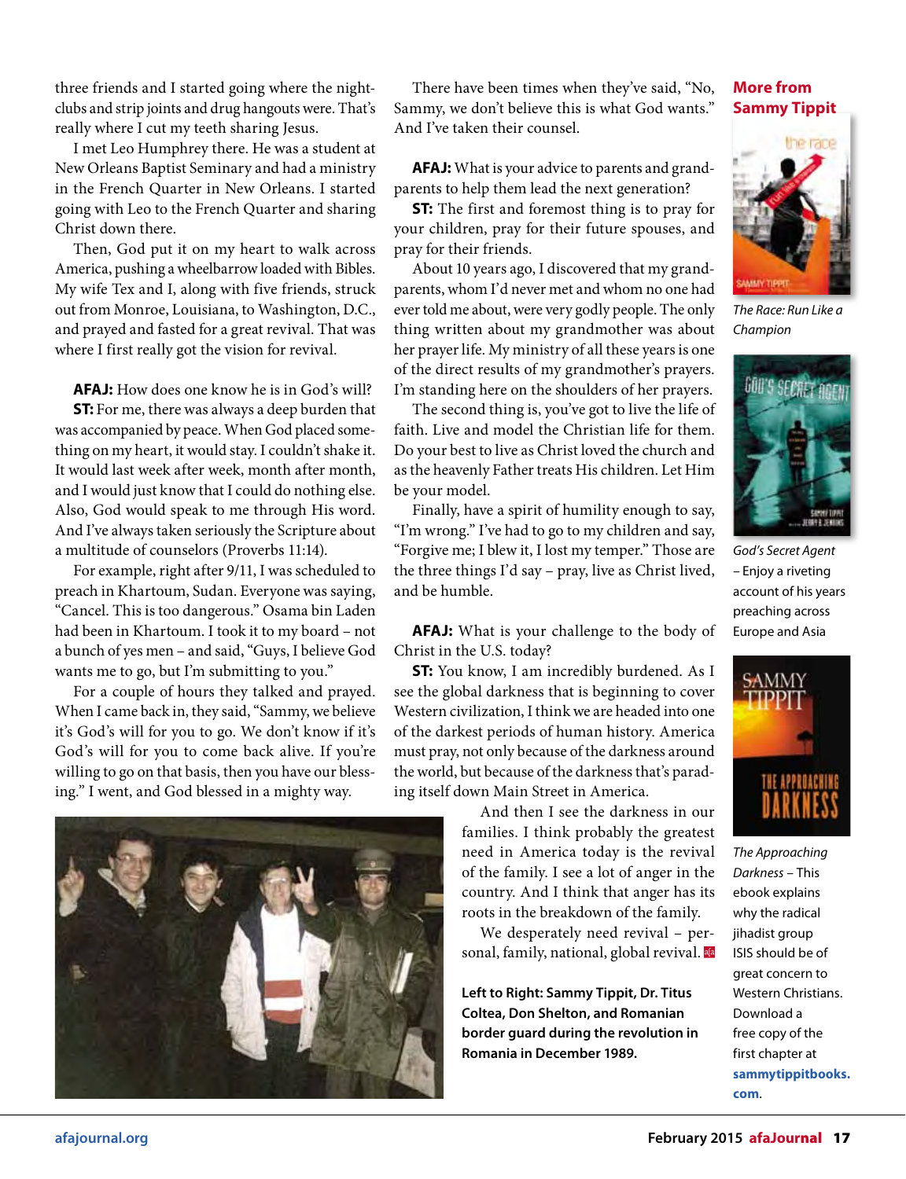three friends and I started going where the nightclubs and strip joints and drug hangouts were. That's really where I cut my teeth sharing Jesus.

I met Leo Humphrey there. He was a student at New Orleans Baptist Seminary and had a ministry in the French Quarter in New Orleans. I started going with Leo to the French Quarter and sharing Christ down there.

Then, God put it on my heart to walk across America, pushing a wheelbarrow loaded with Bibles. My wife Tex and I, along with five friends, struck out from Monroe, Louisiana, to Washington, D.C., and prayed and fasted for a great revival. That was where I first really got the vision for revival.

**AFAJ:** How does one know he is in God's will?

**ST:** For me, there was always a deep burden that was accompanied by peace. When God placed something on my heart, it would stay. I couldn't shake it. It would last week after week, month after month, and I would just know that I could do nothing else. Also, God would speak to me through His word. And I've always taken seriously the Scripture about a multitude of counselors (Proverbs 11:14).

For example, right after 9/11, I was scheduled to preach in Khartoum, Sudan. Everyone was saying, "Cancel. This is too dangerous." Osama bin Laden had been in Khartoum. I took it to my board – not a bunch of yes men – and said, "Guys, I believe God wants me to go, but I'm submitting to you."

For a couple of hours they talked and prayed. When I came back in, they said, "Sammy, we believe it's God's will for you to go. We don't know if it's God's will for you to come back alive. If you're willing to go on that basis, then you have our blessing." I went, and God blessed in a mighty way.

There have been times when they've said, "No, Sammy, we don't believe this is what God wants." And I've taken their counsel.

**AFAJ:** What is your advice to parents and grandparents to help them lead the next generation?

**ST:** The first and foremost thing is to pray for your children, pray for their future spouses, and pray for their friends.

About 10 years ago, I discovered that my grandparents, whom I'd never met and whom no one had ever told me about, were very godly people. The only thing written about my grandmother was about her prayer life. My ministry of all these years is one of the direct results of my grandmother's prayers. I'm standing here on the shoulders of her prayers.

The second thing is, you've got to live the life of faith. Live and model the Christian life for them. Do your best to live as Christ loved the church and as the heavenly Father treats His children. Let Him be your model.

Finally, have a spirit of humility enough to say, "I'm wrong." I've had to go to my children and say, "Forgive me; I blew it, I lost my temper." Those are the three things I'd say – pray, live as Christ lived, and be humble.

**AFAJ:** What is your challenge to the body of Christ in the U.S. today?

**ST:** You know, I am incredibly burdened. As I see the global darkness that is beginning to cover Western civilization, I think we are headed into one of the darkest periods of human history. America must pray, not only because of the darkness around the world, but because of the darkness that's parading itself down Main Street in America.

And then I see the darkness in our families. I think probably the greatest need in America today is the revival of the family. I see a lot of anger in the country. And I think that anger has its roots in the breakdown of the family.

We desperately need revival – personal, family, national, global revival.

**Left to Right: Sammy Tippit, Dr. Titus Coltea, Don Shelton, and Romanian border guard during the revolution in Romania in December 1989.**

## More from Sammy Tippit

*The Race: Run Like a Champion*

*God's Secret Agent* – Enjoy a riveting account of his years preaching across Europe and Asia

*The Approaching Darkness* – This ebook explains why the radical jihadist group ISIS should be of great concern to Western Christians. Download a free copy of the first chapter at **sammytippitbooks.com**.